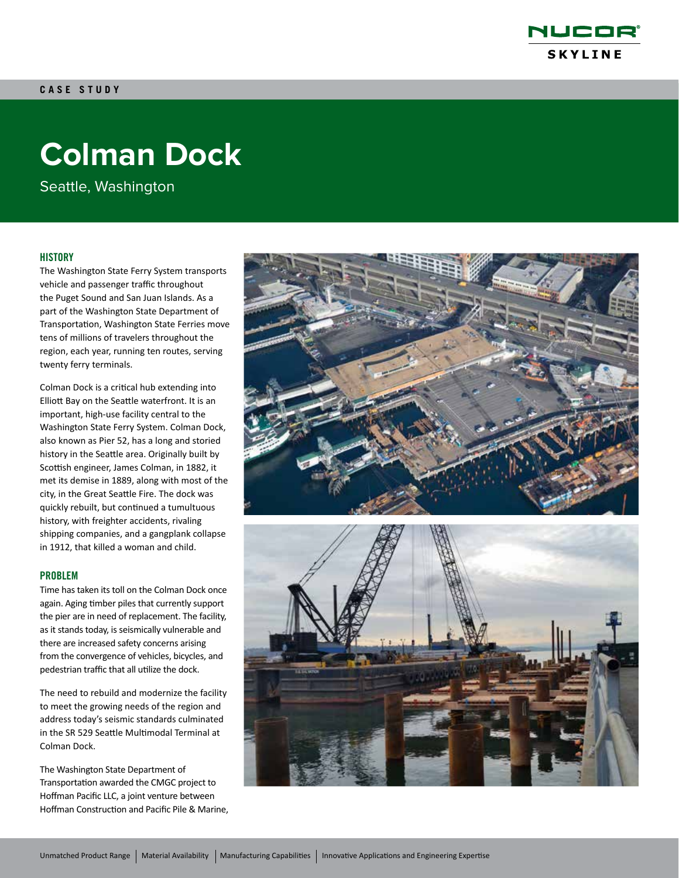CASE STUDY

# Colman Dock

Seattle, Washington

## HISTORY

The Washington State Ferry System transports vehicle and passenger traffic throughout the Puget Sound and San Juan Islands. As a part of the Washington State Department of Transportation, Washington State Ferries move tens of millions of travelers throughout the region, each year, running ten routes, serving twenty ferry terminals.

Colman Dock is a critical hub extending into Elliott Bay on the Seattle waterfront. It is an important, high-use facility central to the Washington State Ferry System. Colman Dock, also known as Pier 52, has a long and storied history in the Seattle area. Originally built by Scottish engineer, James Colman, in 1882, it met its demise in 1889, along with most of the city, in the Great Seattle Fire. The dock was quickly rebuilt, but continued a tumultuous history, with freighter accidents, rivaling shipping companies, and a gangplank collapse in 1912, that killed a woman and child.

## PROBLEM

Time has taken its toll on the Colman Dock once again. Aging timber piles that currently support the pier are in need of replacement. The facility, as it stands today, is seismically vulnerable and there are increased safety concerns arising from the convergence of vehicles, bicycles, and pedestrian traffic that all utilize the dock.

The need to rebuild and modernize the facility to meet the growing needs of the region and address today's seismic standards culminated in the SR 529 Seattle Multimodal Terminal at Colman Dock.

The Washington State Department of Transportation awarded the CMGC project to Hoffman Pacific LLC, a joint venture between Hoffman Construction and Pacific Pile & Marine,

Unmatched Product Range | Material Availability | Manufacturing Capabilities | Innovative Applications and Engineering Expertise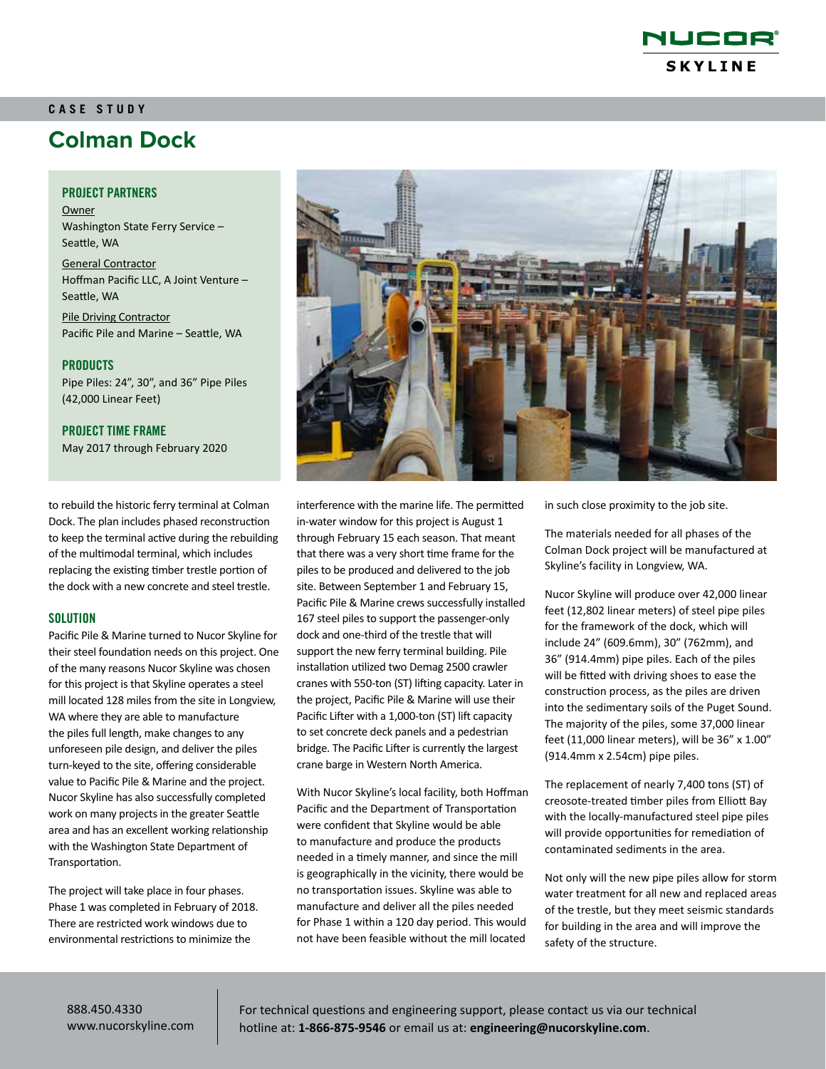CASE STUDY

# Colman Dock

### PROJECT PARTNERS

Owner
Washington State Ferry Service – Seattle, WA

General Contractor
Hoffman Pacific LLC, A Joint Venture – Seattle, WA

Pile Driving Contractor
Pacific Pile and Marine – Seattle, WA

### PRODUCTS

Pipe Piles: 24", 30", and 36" Pipe Piles (42,000 Linear Feet)

### PROJECT TIME FRAME

May 2017 through February 2020

to rebuild the historic ferry terminal at Colman Dock. The plan includes phased reconstruction to keep the terminal active during the rebuilding of the multimodal terminal, which includes replacing the existing timber trestle portion of the dock with a new concrete and steel trestle.

### SOLUTION

Pacific Pile & Marine turned to Nucor Skyline for their steel foundation needs on this project. One of the many reasons Nucor Skyline was chosen for this project is that Skyline operates a steel mill located 128 miles from the site in Longview, WA where they are able to manufacture the piles full length, make changes to any unforeseen pile design, and deliver the piles turn-keyed to the site, offering considerable value to Pacific Pile & Marine and the project. Nucor Skyline has also successfully completed work on many projects in the greater Seattle area and has an excellent working relationship with the Washington State Department of Transportation.

The project will take place in four phases. Phase 1 was completed in February of 2018. There are restricted work windows due to environmental restrictions to minimize the interference with the marine life. The permitted in-water window for this project is August 1 through February 15 each season. That meant that there was a very short time frame for the piles to be produced and delivered to the job site. Between September 1 and February 15, Pacific Pile & Marine crews successfully installed 167 steel piles to support the passenger-only dock and one-third of the trestle that will support the new ferry terminal building. Pile installation utilized two Demag 2500 crawler cranes with 550-ton (ST) lifting capacity. Later in the project, Pacific Pile & Marine will use their Pacific Lifter with a 1,000-ton (ST) lift capacity to set concrete deck panels and a pedestrian bridge. The Pacific Lifter is currently the largest crane barge in Western North America.

With Nucor Skyline's local facility, both Hoffman Pacific and the Department of Transportation were confident that Skyline would be able to manufacture and produce the products needed in a timely manner, and since the mill is geographically in the vicinity, there would be no transportation issues. Skyline was able to manufacture and deliver all the piles needed for Phase 1 within a 120 day period. This would not have been feasible without the mill located in such close proximity to the job site.

The materials needed for all phases of the Colman Dock project will be manufactured at Skyline's facility in Longview, WA.

Nucor Skyline will produce over 42,000 linear feet (12,802 linear meters) of steel pipe piles for the framework of the dock, which will include 24" (609.6mm), 30" (762mm), and 36" (914.4mm) pipe piles. Each of the piles will be fitted with driving shoes to ease the construction process, as the piles are driven into the sedimentary soils of the Puget Sound. The majority of the piles, some 37,000 linear feet (11,000 linear meters), will be 36" x 1.00" (914.4mm x 2.54cm) pipe piles.

The replacement of nearly 7,400 tons (ST) of creosote-treated timber piles from Elliott Bay with the locally-manufactured steel pipe piles will provide opportunities for remediation of contaminated sediments in the area.

Not only will the new pipe piles allow for storm water treatment for all new and replaced areas of the trestle, but they meet seismic standards for building in the area and will improve the safety of the structure.

888.450.4330
www.nucorskyline.com

For technical questions and engineering support, please contact us via our technical hotline at: **1-866-875-9546** or email us at: **engineering@nucorskyline.com**.